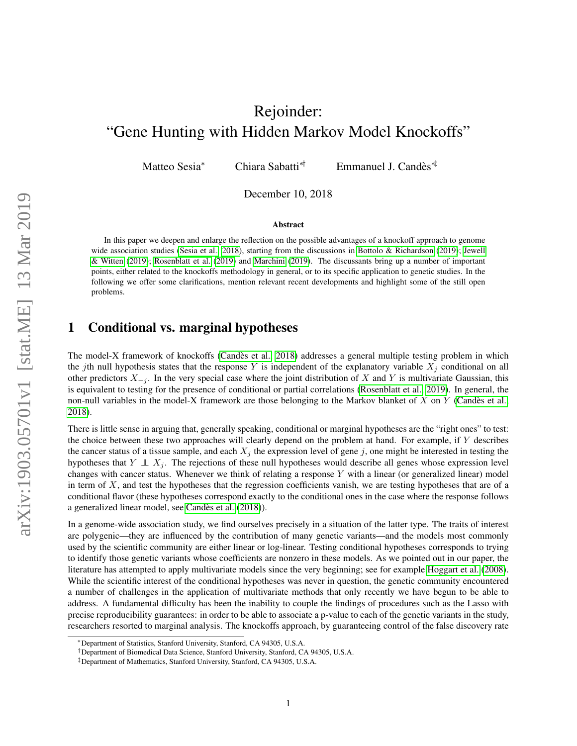# Rejoinder: "Gene Hunting with Hidden Markov Model Knockoffs"

Matteo Sesia[*] Chiara Sabatti[*†] Emmanuel J. Candès[*‡]

December 10, 2018

### Abstract

In this paper we deepen and enlarge the reflection on the possible advantages of a knockoff approach to genome wide association studies (Sesia et al., 2018), starting from the discussions in Bottolo & Richardson (2019); Jewell & Witten (2019); Rosenblatt et al. (2019) and Marchini (2019). The discussants bring up a number of important points, either related to the knockoffs methodology in general, or to its specific application to genetic studies. In the following we offer some clarifications, mention relevant recent developments and highlight some of the still open problems.

## 1 Conditional vs. marginal hypotheses

The model-X framework of knockoffs (Candès et al., 2018) addresses a general multiple testing problem in which the $j$th null hypothesis states that the response $Y$ is independent of the explanatory variable $X_j$ conditional on all other predictors $X_{-j}$. In the very special case where the joint distribution of $X$ and $Y$ is multivariate Gaussian, this is equivalent to testing for the presence of conditional or partial correlations (Rosenblatt et al., 2019). In general, the non-null variables in the model-X framework are those belonging to the Markov blanket of $X$ on $Y$ (Candès et al., 2018).

There is little sense in arguing that, generally speaking, conditional or marginal hypotheses are the "right ones" to test: the choice between these two approaches will clearly depend on the problem at hand. For example, if $Y$ describes the cancer status of a tissue sample, and each $X_j$ the expression level of gene $j$, one might be interested in testing the hypotheses that $Y \perp\!\!\!\perp X_j$. The rejections of these null hypotheses would describe all genes whose expression level changes with cancer status. Whenever we think of relating a response $Y$ with a linear (or generalized linear) model in term of $X$, and test the hypotheses that the regression coefficients vanish, we are testing hypotheses that are of a conditional flavor (these hypotheses correspond exactly to the conditional ones in the case where the response follows a generalized linear model, see Candès et al. (2018)).

In a genome-wide association study, we find ourselves precisely in a situation of the latter type. The traits of interest are polygenic—they are influenced by the contribution of many genetic variants—and the models most commonly used by the scientific community are either linear or log-linear. Testing conditional hypotheses corresponds to trying to identify those genetic variants whose coefficients are nonzero in these models. As we pointed out in our paper, the literature has attempted to apply multivariate models since the very beginning; see for example Hoggart et al. (2008). While the scientific interest of the conditional hypotheses was never in question, the genetic community encountered a number of challenges in the application of multivariate methods that only recently we have begun to be able to address. A fundamental difficulty has been the inability to couple the findings of procedures such as the Lasso with precise reproducibility guarantees: in order to be able to associate a p-value to each of the genetic variants in the study, researchers resorted to marginal analysis. The knockoffs approach, by guaranteeing control of the false discovery rate

[*]Department of Statistics, Stanford University, Stanford, CA 94305, U.S.A.
[†]Department of Biomedical Data Science, Stanford University, Stanford, CA 94305, U.S.A.
[‡]Department of Mathematics, Stanford University, Stanford, CA 94305, U.S.A.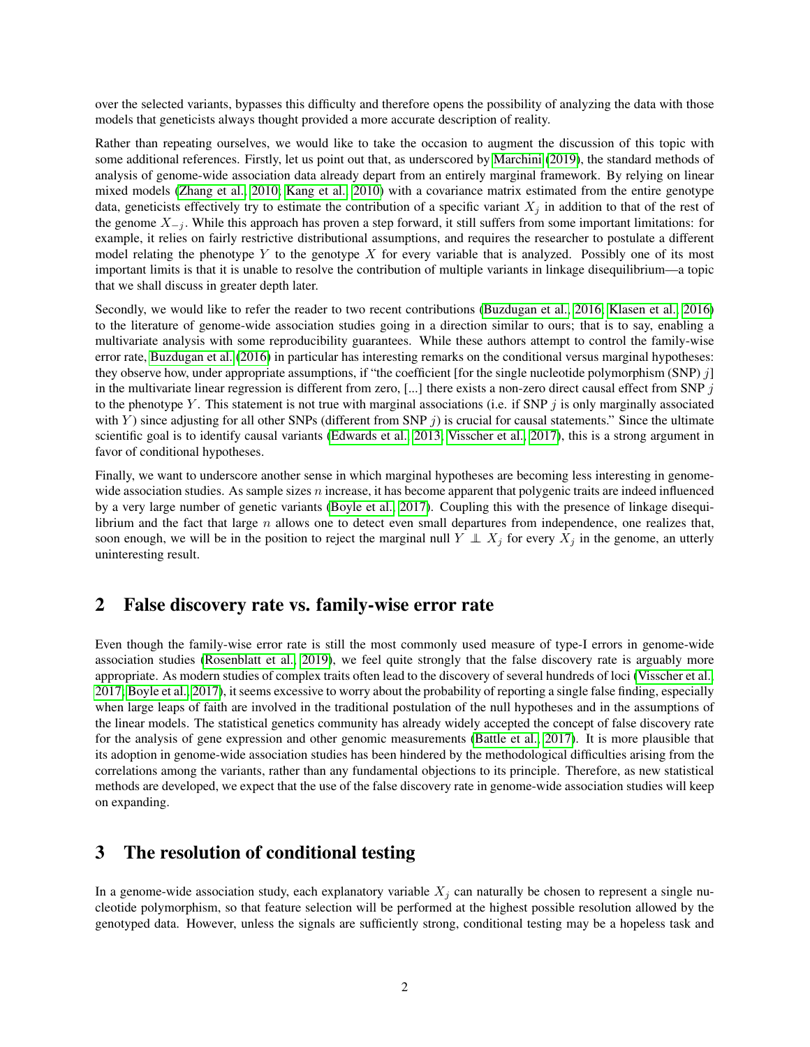over the selected variants, bypasses this difficulty and therefore opens the possibility of analyzing the data with those models that geneticists always thought provided a more accurate description of reality.

Rather than repeating ourselves, we would like to take the occasion to augment the discussion of this topic with some additional references. Firstly, let us point out that, as underscored by Marchini (2019), the standard methods of analysis of genome-wide association data already depart from an entirely marginal framework. By relying on linear mixed models (Zhang et al., 2010; Kang et al., 2010) with a covariance matrix estimated from the entire genotype data, geneticists effectively try to estimate the contribution of a specific variant $X_j$ in addition to that of the rest of the genome $X_{-j}$. While this approach has proven a step forward, it still suffers from some important limitations: for example, it relies on fairly restrictive distributional assumptions, and requires the researcher to postulate a different model relating the phenotype $Y$ to the genotype $X$ for every variable that is analyzed. Possibly one of its most important limits is that it is unable to resolve the contribution of multiple variants in linkage disequilibrium—a topic that we shall discuss in greater depth later.

Secondly, we would like to refer the reader to two recent contributions (Buzdugan et al., 2016; Klasen et al., 2016) to the literature of genome-wide association studies going in a direction similar to ours; that is to say, enabling a multivariate analysis with some reproducibility guarantees. While these authors attempt to control the family-wise error rate, Buzdugan et al. (2016) in particular has interesting remarks on the conditional versus marginal hypotheses: they observe how, under appropriate assumptions, if "the coefficient [for the single nucleotide polymorphism (SNP) $j$] in the multivariate linear regression is different from zero, [...] there exists a non-zero direct causal effect from SNP $j$ to the phenotype $Y$. This statement is not true with marginal associations (i.e. if SNP $j$ is only marginally associated with $Y$) since adjusting for all other SNPs (different from SNP $j$) is crucial for causal statements." Since the ultimate scientific goal is to identify causal variants (Edwards et al., 2013; Visscher et al., 2017), this is a strong argument in favor of conditional hypotheses.

Finally, we want to underscore another sense in which marginal hypotheses are becoming less interesting in genome-wide association studies. As sample sizes $n$ increase, it has become apparent that polygenic traits are indeed influenced by a very large number of genetic variants (Boyle et al., 2017). Coupling this with the presence of linkage disequilibrium and the fact that large $n$ allows one to detect even small departures from independence, one realizes that, soon enough, we will be in the position to reject the marginal null $Y \perp\!\!\!\perp X_j$ for every $X_j$ in the genome, an utterly uninteresting result.

## 2 False discovery rate vs. family-wise error rate

Even though the family-wise error rate is still the most commonly used measure of type-I errors in genome-wide association studies (Rosenblatt et al., 2019), we feel quite strongly that the false discovery rate is arguably more appropriate. As modern studies of complex traits often lead to the discovery of several hundreds of loci (Visscher et al., 2017; Boyle et al., 2017), it seems excessive to worry about the probability of reporting a single false finding, especially when large leaps of faith are involved in the traditional postulation of the null hypotheses and in the assumptions of the linear models. The statistical genetics community has already widely accepted the concept of false discovery rate for the analysis of gene expression and other genomic measurements (Battle et al., 2017). It is more plausible that its adoption in genome-wide association studies has been hindered by the methodological difficulties arising from the correlations among the variants, rather than any fundamental objections to its principle. Therefore, as new statistical methods are developed, we expect that the use of the false discovery rate in genome-wide association studies will keep on expanding.

## 3 The resolution of conditional testing

In a genome-wide association study, each explanatory variable $X_j$ can naturally be chosen to represent a single nucleotide polymorphism, so that feature selection will be performed at the highest possible resolution allowed by the genotyped data. However, unless the signals are sufficiently strong, conditional testing may be a hopeless task and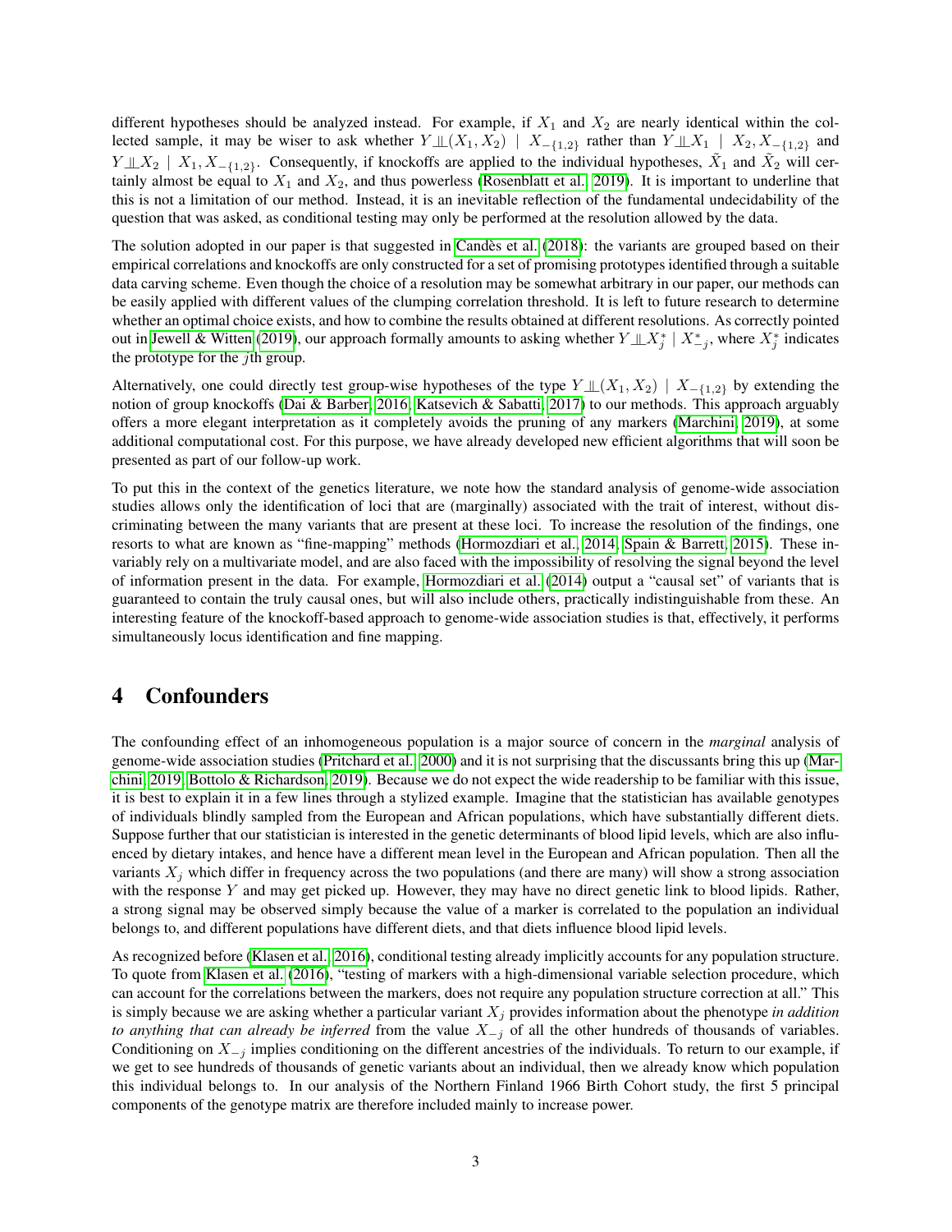different hypotheses should be analyzed instead. For example, if $X_1$ and $X_2$ are nearly identical within the collected sample, it may be wiser to ask whether $Y \perp\!\!\!\perp (X_1, X_2) \mid X_{-\{1,2\}}$ rather than $Y \perp\!\!\!\perp X_1 \mid X_2, X_{-\{1,2\}}$ and $Y \perp\!\!\!\perp X_2 \mid X_1, X_{-\{1,2\}}$. Consequently, if knockoffs are applied to the individual hypotheses, $\tilde{X}_1$ and $\tilde{X}_2$ will certainly almost be equal to $X_1$ and $X_2$, and thus powerless (Rosenblatt et al. 2019). It is important to underline that this is not a limitation of our method. Instead, it is an inevitable reflection of the fundamental undecidability of the question that was asked, as conditional testing may only be performed at the resolution allowed by the data.

The solution adopted in our paper is that suggested in Candès et al. (2018): the variants are grouped based on their empirical correlations and knockoffs are only constructed for a set of promising prototypes identified through a suitable data carving scheme. Even though the choice of a resolution may be somewhat arbitrary in our paper, our methods can be easily applied with different values of the clumping correlation threshold. It is left to future research to determine whether an optimal choice exists, and how to combine the results obtained at different resolutions. As correctly pointed out in Jewell & Witten (2019), our approach formally amounts to asking whether $Y \perp\!\!\!\perp X_j^* \mid X_{-j}^*$, where $X_j^*$ indicates the prototype for the $j$th group.

Alternatively, one could directly test group-wise hypotheses of the type $Y \perp\!\!\!\perp (X_1, X_2) \mid X_{-\{1,2\}}$ by extending the notion of group knockoffs (Dai & Barber 2016, Katsevich & Sabatti 2017) to our methods. This approach arguably offers a more elegant interpretation as it completely avoids the pruning of any markers (Marchini 2019), at some additional computational cost. For this purpose, we have already developed new efficient algorithms that will soon be presented as part of our follow-up work.

To put this in the context of the genetics literature, we note how the standard analysis of genome-wide association studies allows only the identification of loci that are (marginally) associated with the trait of interest, without discriminating between the many variants that are present at these loci. To increase the resolution of the findings, one resorts to what are known as "fine-mapping" methods (Hormozdiari et al. 2014, Spain & Barrett 2015). These invariably rely on a multivariate model, and are also faced with the impossibility of resolving the signal beyond the level of information present in the data. For example, Hormozdiari et al. (2014) output a "causal set" of variants that is guaranteed to contain the truly causal ones, but will also include others, practically indistinguishable from these. An interesting feature of the knockoff-based approach to genome-wide association studies is that, effectively, it performs simultaneously locus identification and fine mapping.

# 4 Confounders

The confounding effect of an inhomogeneous population is a major source of concern in the *marginal* analysis of genome-wide association studies (Pritchard et al. 2000) and it is not surprising that the discussants bring this up (Marchini 2019, Bottolo & Richardson 2019). Because we do not expect the wide readership to be familiar with this issue, it is best to explain it in a few lines through a stylized example. Imagine that the statistician has available genotypes of individuals blindly sampled from the European and African populations, which have substantially different diets. Suppose further that our statistician is interested in the genetic determinants of blood lipid levels, which are also influenced by dietary intakes, and hence have a different mean level in the European and African population. Then all the variants $X_j$ which differ in frequency across the two populations (and there are many) will show a strong association with the response $Y$ and may get picked up. However, they may have no direct genetic link to blood lipids. Rather, a strong signal may be observed simply because the value of a marker is correlated to the population an individual belongs to, and different populations have different diets, and that diets influence blood lipid levels.

As recognized before (Klasen et al. 2016), conditional testing already implicitly accounts for any population structure. To quote from Klasen et al. (2016), "testing of markers with a high-dimensional variable selection procedure, which can account for the correlations between the markers, does not require any population structure correction at all." This is simply because we are asking whether a particular variant $X_j$ provides information about the phenotype *in addition to anything that can already be inferred* from the value $X_{-j}$ of all the other hundreds of thousands of variables. Conditioning on $X_{-j}$ implies conditioning on the different ancestries of the individuals. To return to our example, if we get to see hundreds of thousands of genetic variants about an individual, then we already know which population this individual belongs to. In our analysis of the Northern Finland 1966 Birth Cohort study, the first 5 principal components of the genotype matrix are therefore included mainly to increase power.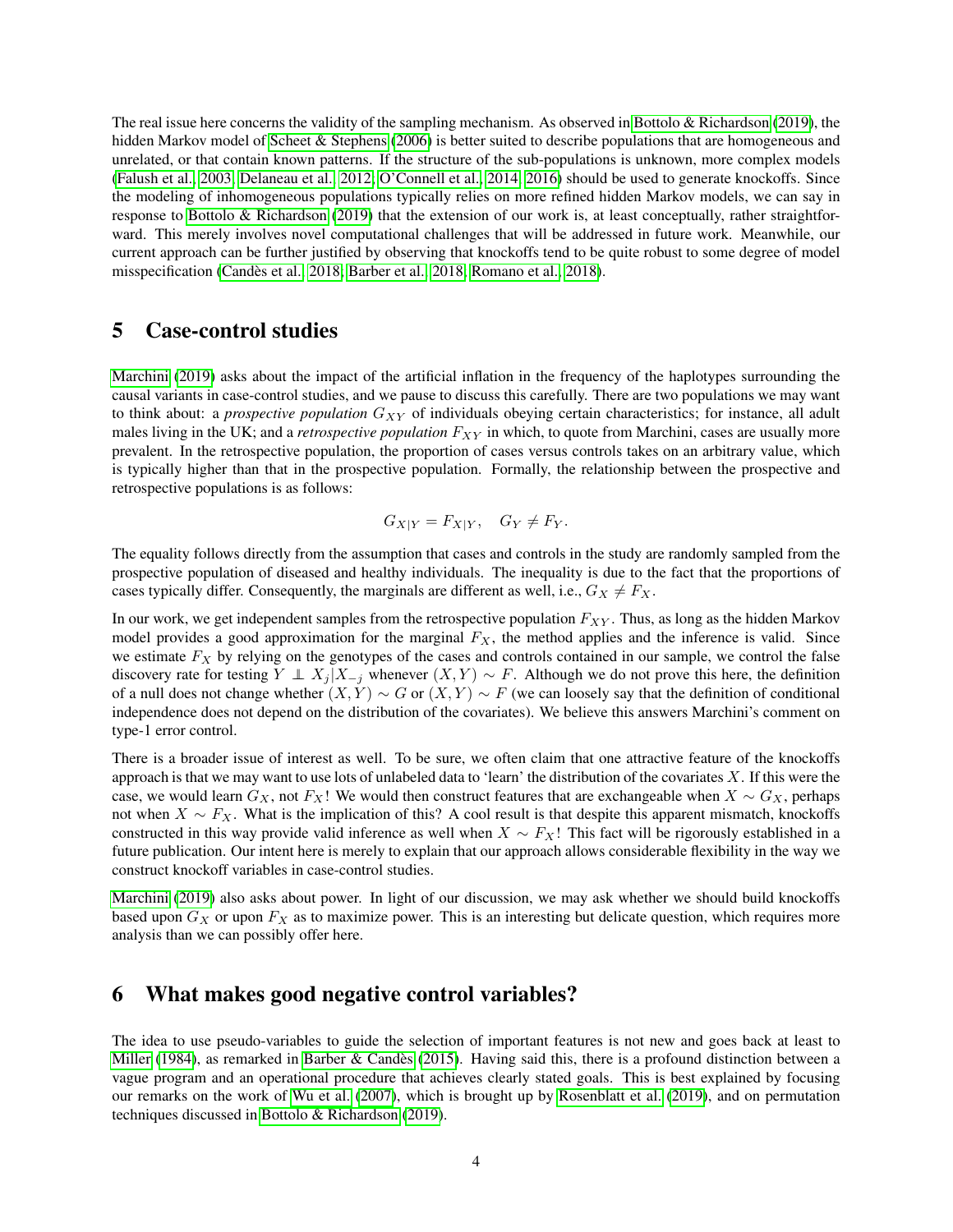The real issue here concerns the validity of the sampling mechanism. As observed in Bottolo & Richardson (2019), the hidden Markov model of Scheet & Stephens (2006) is better suited to describe populations that are homogeneous and unrelated, or that contain known patterns. If the structure of the sub-populations is unknown, more complex models (Falush et al., 2003; Delaneau et al., 2012; O'Connell et al., 2014, 2016) should be used to generate knockoffs. Since the modeling of inhomogeneous populations typically relies on more refined hidden Markov models, we can say in response to Bottolo & Richardson (2019) that the extension of our work is, at least conceptually, rather straightforward. This merely involves novel computational challenges that will be addressed in future work. Meanwhile, our current approach can be further justified by observing that knockoffs tend to be quite robust to some degree of model misspecification (Candès et al., 2018; Barber et al., 2018; Romano et al., 2018).

## 5 Case-control studies

Marchini (2019) asks about the impact of the artificial inflation in the frequency of the haplotypes surrounding the causal variants in case-control studies, and we pause to discuss this carefully. There are two populations we may want to think about: a *prospective population* $G_{XY}$ of individuals obeying certain characteristics; for instance, all adult males living in the UK; and a *retrospective population* $F_{XY}$ in which, to quote from Marchini, cases are usually more prevalent. In the retrospective population, the proportion of cases versus controls takes on an arbitrary value, which is typically higher than that in the prospective population. Formally, the relationship between the prospective and retrospective populations is as follows:

$$G_{X|Y} = F_{X|Y}, \quad G_Y \neq F_Y.$$

The equality follows directly from the assumption that cases and controls in the study are randomly sampled from the prospective population of diseased and healthy individuals. The inequality is due to the fact that the proportions of cases typically differ. Consequently, the marginals are different as well, i.e., $G_X \neq F_X$.

In our work, we get independent samples from the retrospective population $F_{XY}$. Thus, as long as the hidden Markov model provides a good approximation for the marginal $F_X$, the method applies and the inference is valid. Since we estimate $F_X$ by relying on the genotypes of the cases and controls contained in our sample, we control the false discovery rate for testing $Y \perp\!\!\!\perp X_j | X_{-j}$ whenever $(X, Y) \sim F$. Although we do not prove this here, the definition of a null does not change whether $(X, Y) \sim G$ or $(X, Y) \sim F$ (we can loosely say that the definition of conditional independence does not depend on the distribution of the covariates). We believe this answers Marchini's comment on type-1 error control.

There is a broader issue of interest as well. To be sure, we often claim that one attractive feature of the knockoffs approach is that we may want to use lots of unlabeled data to 'learn' the distribution of the covariates $X$. If this were the case, we would learn $G_X$, not $F_X$! We would then construct features that are exchangeable when $X \sim G_X$, perhaps not when $X \sim F_X$. What is the implication of this? A cool result is that despite this apparent mismatch, knockoffs constructed in this way provide valid inference as well when $X \sim F_X$! This fact will be rigorously established in a future publication. Our intent here is merely to explain that our approach allows considerable flexibility in the way we construct knockoff variables in case-control studies.

Marchini (2019) also asks about power. In light of our discussion, we may ask whether we should build knockoffs based upon $G_X$ or upon $F_X$ as to maximize power. This is an interesting but delicate question, which requires more analysis than we can possibly offer here.

## 6 What makes good negative control variables?

The idea to use pseudo-variables to guide the selection of important features is not new and goes back at least to Miller (1984), as remarked in Barber & Candès (2015). Having said this, there is a profound distinction between a vague program and an operational procedure that achieves clearly stated goals. This is best explained by focusing our remarks on the work of Wu et al. (2007), which is brought up by Rosenblatt et al. (2019), and on permutation techniques discussed in Bottolo & Richardson (2019).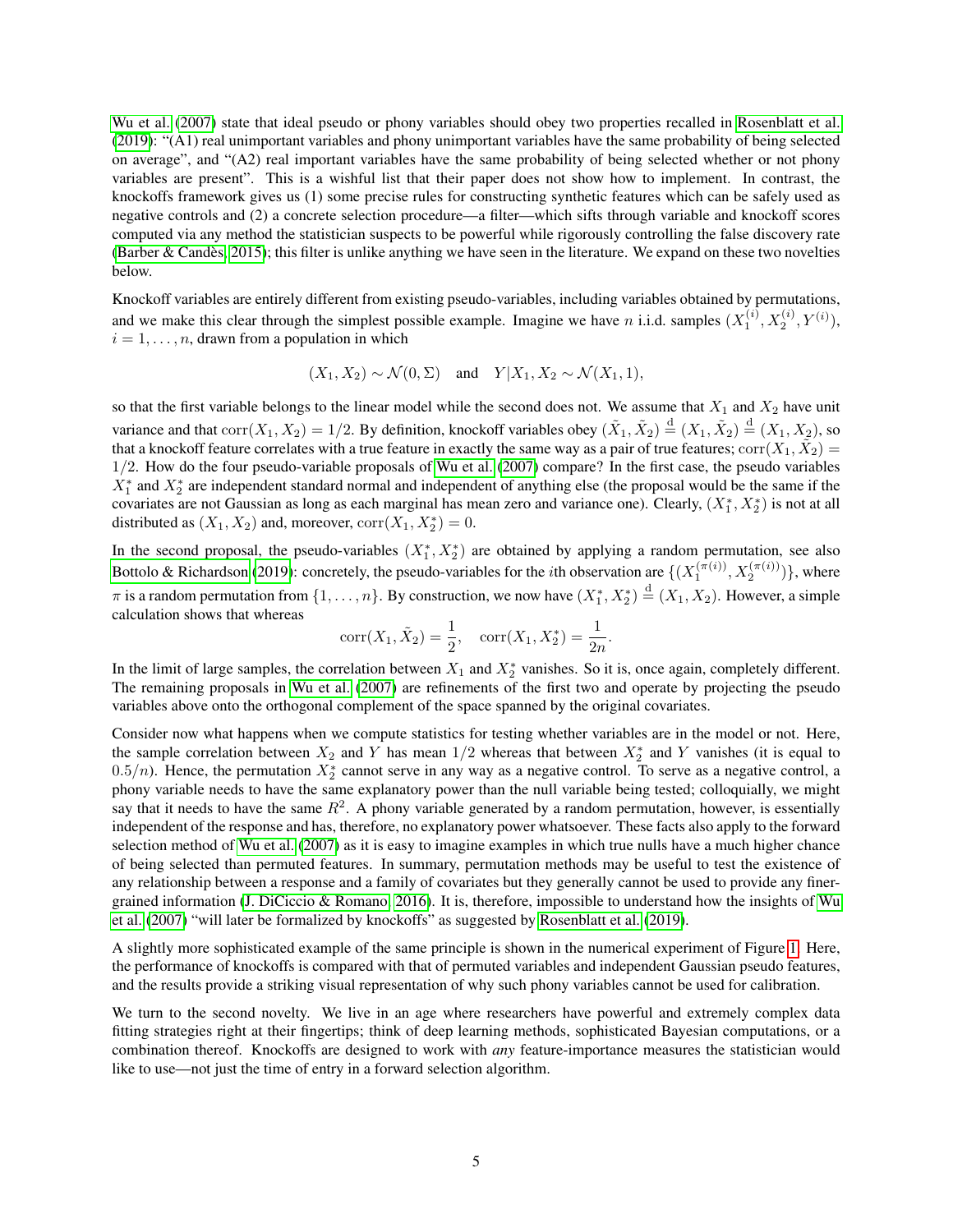Wu et al. (2007) state that ideal pseudo or phony variables should obey two properties recalled in Rosenblatt et al. (2019): "(A1) real unimportant variables and phony unimportant variables have the same probability of being selected on average", and "(A2) real important variables have the same probability of being selected whether or not phony variables are present". This is a wishful list that their paper does not show how to implement. In contrast, the knockoffs framework gives us (1) some precise rules for constructing synthetic features which can be safely used as negative controls and (2) a concrete selection procedure—a filter—which sifts through variable and knockoff scores computed via any method the statistician suspects to be powerful while rigorously controlling the false discovery rate (Barber & Candès, 2015); this filter is unlike anything we have seen in the literature. We expand on these two novelties below.

Knockoff variables are entirely different from existing pseudo-variables, including variables obtained by permutations, and we make this clear through the simplest possible example. Imagine we have $n$ i.i.d. samples $(X_1^{(i)}, X_2^{(i)}, Y^{(i)})$, $i = 1, \ldots, n$, drawn from a population in which

$$(X_1, X_2) \sim \mathcal{N}(0, \Sigma) \quad \text{and} \quad Y|X_1, X_2 \sim \mathcal{N}(X_1, 1),$$

so that the first variable belongs to the linear model while the second does not. We assume that $X_1$ and $X_2$ have unit variance and that $\mathrm{corr}(X_1, X_2) = 1/2$. By definition, knockoff variables obey $(\tilde{X}_1, \tilde{X}_2) \overset{\mathrm{d}}{=} (X_1, \tilde{X}_2) \overset{\mathrm{d}}{=} (X_1, X_2)$, so that a knockoff feature correlates with a true feature in exactly the same way as a pair of true features; $\mathrm{corr}(X_1, \tilde{X}_2) = 1/2$. How do the four pseudo-variable proposals of Wu et al. (2007) compare? In the first case, the pseudo variables $X_1^*$ and $X_2^*$ are independent standard normal and independent of anything else (the proposal would be the same if the covariates are not Gaussian as long as each marginal has mean zero and variance one). Clearly, $(X_1^*, X_2^*)$ is not at all distributed as $(X_1, X_2)$ and, moreover, $\mathrm{corr}(X_1, X_2^*) = 0$.

In the second proposal, the pseudo-variables $(X_1^*, X_2^*)$ are obtained by applying a random permutation, see also Bottolo & Richardson (2019): concretely, the pseudo-variables for the $i$th observation are $\{(X_1^{(\pi(i))}, X_2^{(\pi(i))})\}$, where $\pi$ is a random permutation from $\{1, \ldots, n\}$. By construction, we now have $(X_1^*, X_2^*) \overset{\mathrm{d}}{=} (X_1, X_2)$. However, a simple calculation shows that whereas

$$\mathrm{corr}(X_1, \tilde{X}_2) = \frac{1}{2}, \quad \mathrm{corr}(X_1, X_2^*) = \frac{1}{2n}.$$

In the limit of large samples, the correlation between $X_1$ and $X_2^*$ vanishes. So it is, once again, completely different. The remaining proposals in Wu et al. (2007) are refinements of the first two and operate by projecting the pseudo variables above onto the orthogonal complement of the space spanned by the original covariates.

Consider now what happens when we compute statistics for testing whether variables are in the model or not. Here, the sample correlation between $X_2$ and $Y$ has mean $1/2$ whereas that between $X_2^*$ and $Y$ vanishes (it is equal to $0.5/n$). Hence, the permutation $X_2^*$ cannot serve in any way as a negative control. To serve as a negative control, a phony variable needs to have the same explanatory power than the null variable being tested; colloquially, we might say that it needs to have the same $R^2$. A phony variable generated by a random permutation, however, is essentially independent of the response and has, therefore, no explanatory power whatsoever. These facts also apply to the forward selection method of Wu et al. (2007) as it is easy to imagine examples in which true nulls have a much higher chance of being selected than permuted features. In summary, permutation methods may be useful to test the existence of any relationship between a response and a family of covariates but they generally cannot be used to provide any finer-grained information (J. DiCiccio & Romano, 2016). It is, therefore, impossible to understand how the insights of Wu et al. (2007) "will later be formalized by knockoffs" as suggested by Rosenblatt et al. (2019).

A slightly more sophisticated example of the same principle is shown in the numerical experiment of Figure 1. Here, the performance of knockoffs is compared with that of permuted variables and independent Gaussian pseudo features, and the results provide a striking visual representation of why such phony variables cannot be used for calibration.

We turn to the second novelty. We live in an age where researchers have powerful and extremely complex data fitting strategies right at their fingertips; think of deep learning methods, sophisticated Bayesian computations, or a combination thereof. Knockoffs are designed to work with *any* feature-importance measures the statistician would like to use—not just the time of entry in a forward selection algorithm.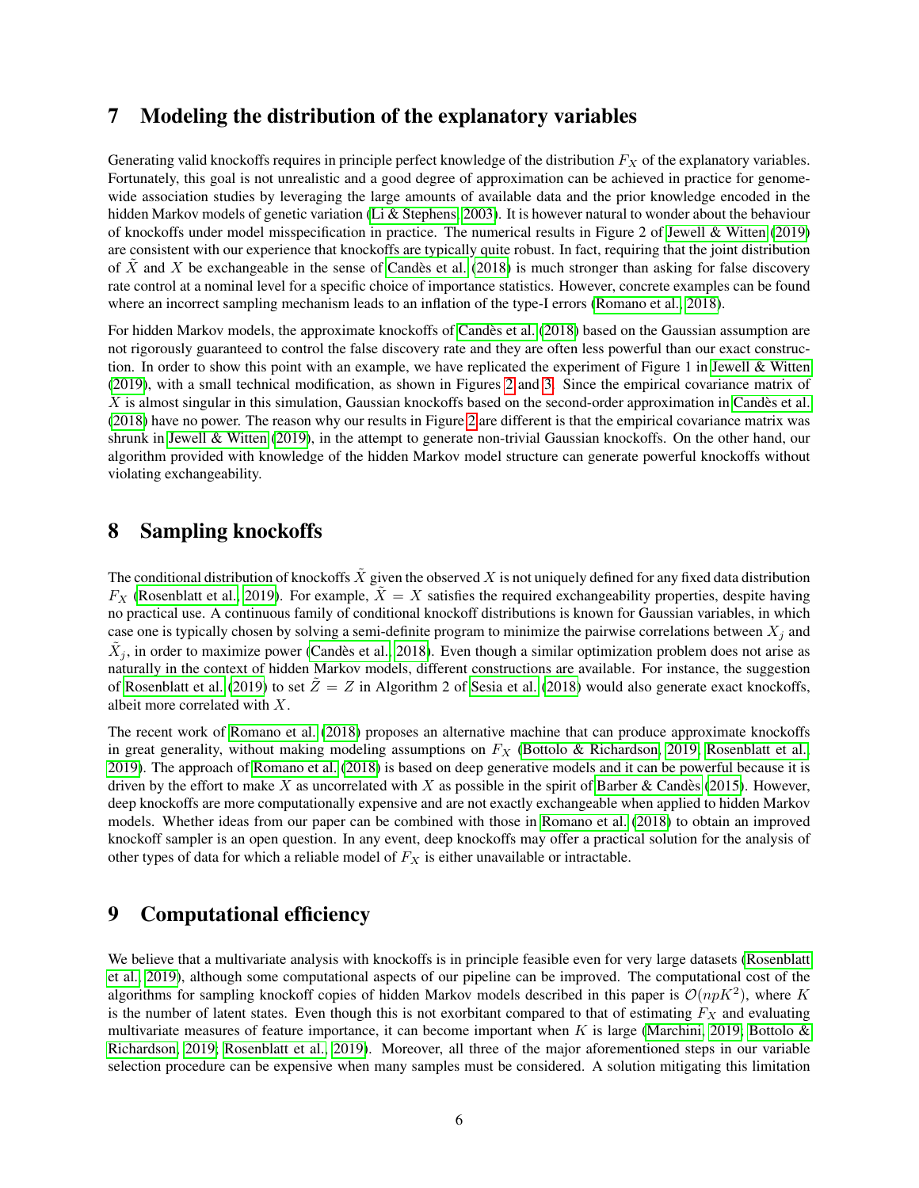## 7 Modeling the distribution of the explanatory variables

Generating valid knockoffs requires in principle perfect knowledge of the distribution $F_X$ of the explanatory variables. Fortunately, this goal is not unrealistic and a good degree of approximation can be achieved in practice for genome-wide association studies by leveraging the large amounts of available data and the prior knowledge encoded in the hidden Markov models of genetic variation (Li & Stephens, 2003). It is however natural to wonder about the behaviour of knockoffs under model misspecification in practice. The numerical results in Figure 2 of Jewell & Witten (2019) are consistent with our experience that knockoffs are typically quite robust. In fact, requiring that the joint distribution of $\tilde{X}$ and $X$ be exchangeable in the sense of Candès et al. (2018) is much stronger than asking for false discovery rate control at a nominal level for a specific choice of importance statistics. However, concrete examples can be found where an incorrect sampling mechanism leads to an inflation of the type-I errors (Romano et al., 2018).

For hidden Markov models, the approximate knockoffs of Candès et al. (2018) based on the Gaussian assumption are not rigorously guaranteed to control the false discovery rate and they are often less powerful than our exact construction. In order to show this point with an example, we have replicated the experiment of Figure 1 in Jewell & Witten (2019), with a small technical modification, as shown in Figures 2 and 3. Since the empirical covariance matrix of $X$ is almost singular in this simulation, Gaussian knockoffs based on the second-order approximation in Candès et al. (2018) have no power. The reason why our results in Figure 2 are different is that the empirical covariance matrix was shrunk in Jewell & Witten (2019), in the attempt to generate non-trivial Gaussian knockoffs. On the other hand, our algorithm provided with knowledge of the hidden Markov model structure can generate powerful knockoffs without violating exchangeability.

## 8 Sampling knockoffs

The conditional distribution of knockoffs $\tilde{X}$ given the observed $X$ is not uniquely defined for any fixed data distribution $F_X$ (Rosenblatt et al., 2019). For example, $\tilde{X} = X$ satisfies the required exchangeability properties, despite having no practical use. A continuous family of conditional knockoff distributions is known for Gaussian variables, in which case one is typically chosen by solving a semi-definite program to minimize the pairwise correlations between $X_j$ and $\tilde{X}_j$, in order to maximize power (Candès et al., 2018). Even though a similar optimization problem does not arise as naturally in the context of hidden Markov models, different constructions are available. For instance, the suggestion of Rosenblatt et al. (2019) to set $\tilde{Z} = Z$ in Algorithm 2 of Sesia et al. (2018) would also generate exact knockoffs, albeit more correlated with $X$.

The recent work of Romano et al. (2018) proposes an alternative machine that can produce approximate knockoffs in great generality, without making modeling assumptions on $F_X$ (Bottolo & Richardson, 2019; Rosenblatt et al., 2019). The approach of Romano et al. (2018) is based on deep generative models and it can be powerful because it is driven by the effort to make $X$ as uncorrelated with $X$ as possible in the spirit of Barber & Candès (2015). However, deep knockoffs are more computationally expensive and are not exactly exchangeable when applied to hidden Markov models. Whether ideas from our paper can be combined with those in Romano et al. (2018) to obtain an improved knockoff sampler is an open question. In any event, deep knockoffs may offer a practical solution for the analysis of other types of data for which a reliable model of $F_X$ is either unavailable or intractable.

## 9 Computational efficiency

We believe that a multivariate analysis with knockoffs is in principle feasible even for very large datasets (Rosenblatt et al., 2019), although some computational aspects of our pipeline can be improved. The computational cost of the algorithms for sampling knockoff copies of hidden Markov models described in this paper is $\mathcal{O}(npK^2)$, where $K$ is the number of latent states. Even though this is not exorbitant compared to that of estimating $F_X$ and evaluating multivariate measures of feature importance, it can become important when $K$ is large (Marchini, 2019; Bottolo & Richardson, 2019; Rosenblatt et al., 2019). Moreover, all three of the major aforementioned steps in our variable selection procedure can be expensive when many samples must be considered. A solution mitigating this limitation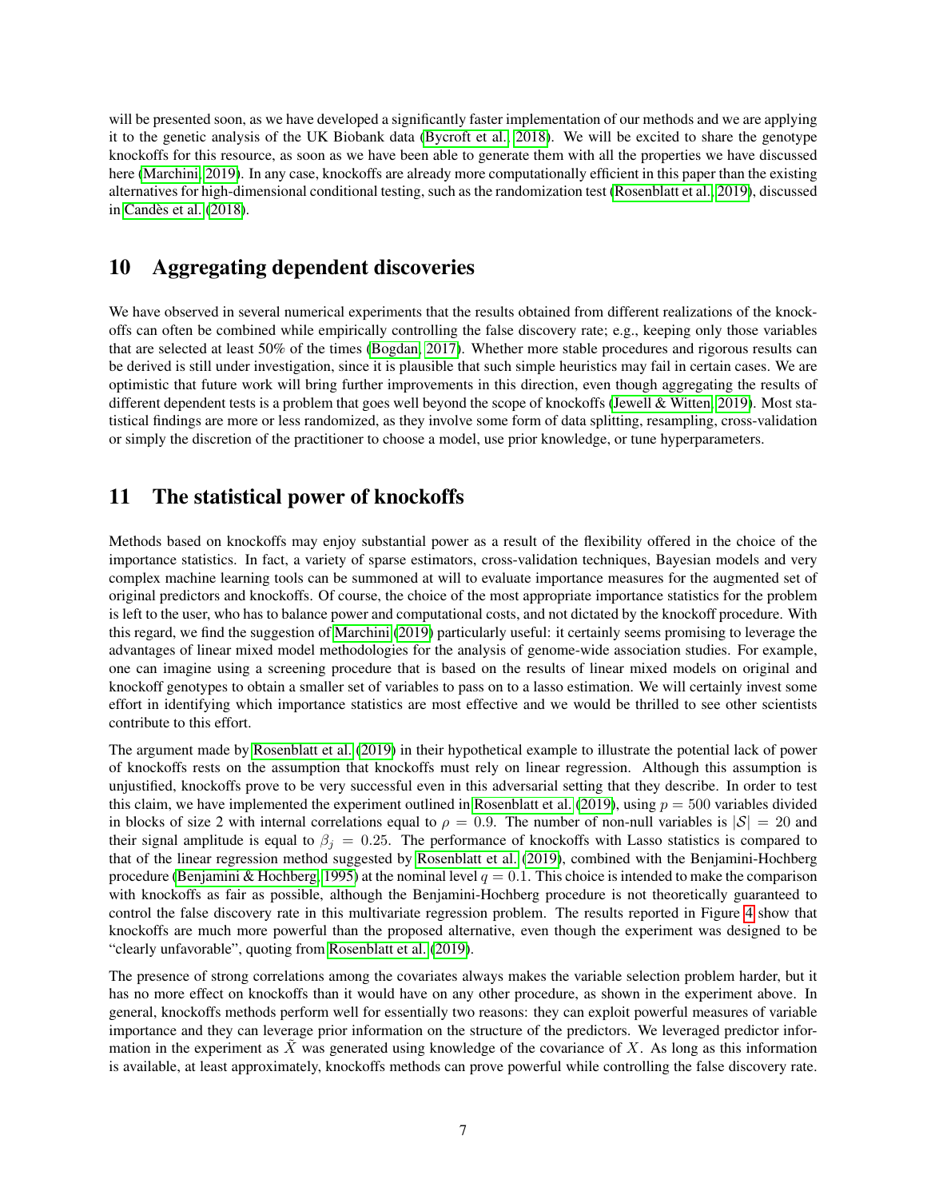will be presented soon, as we have developed a significantly faster implementation of our methods and we are applying it to the genetic analysis of the UK Biobank data (Bycroft et al., 2018). We will be excited to share the genotype knockoffs for this resource, as soon as we have been able to generate them with all the properties we have discussed here (Marchini, 2019). In any case, knockoffs are already more computationally efficient in this paper than the existing alternatives for high-dimensional conditional testing, such as the randomization test (Rosenblatt et al., 2019), discussed in Candès et al. (2018).

## 10 Aggregating dependent discoveries

We have observed in several numerical experiments that the results obtained from different realizations of the knockoffs can often be combined while empirically controlling the false discovery rate; e.g., keeping only those variables that are selected at least 50% of the times (Bogdan, 2017). Whether more stable procedures and rigorous results can be derived is still under investigation, since it is plausible that such simple heuristics may fail in certain cases. We are optimistic that future work will bring further improvements in this direction, even though aggregating the results of different dependent tests is a problem that goes well beyond the scope of knockoffs (Jewell & Witten, 2019). Most statistical findings are more or less randomized, as they involve some form of data splitting, resampling, cross-validation or simply the discretion of the practitioner to choose a model, use prior knowledge, or tune hyperparameters.

## 11 The statistical power of knockoffs

Methods based on knockoffs may enjoy substantial power as a result of the flexibility offered in the choice of the importance statistics. In fact, a variety of sparse estimators, cross-validation techniques, Bayesian models and very complex machine learning tools can be summoned at will to evaluate importance measures for the augmented set of original predictors and knockoffs. Of course, the choice of the most appropriate importance statistics for the problem is left to the user, who has to balance power and computational costs, and not dictated by the knockoff procedure. With this regard, we find the suggestion of Marchini (2019) particularly useful: it certainly seems promising to leverage the advantages of linear mixed model methodologies for the analysis of genome-wide association studies. For example, one can imagine using a screening procedure that is based on the results of linear mixed models on original and knockoff genotypes to obtain a smaller set of variables to pass on to a lasso estimation. We will certainly invest some effort in identifying which importance statistics are most effective and we would be thrilled to see other scientists contribute to this effort.

The argument made by Rosenblatt et al. (2019) in their hypothetical example to illustrate the potential lack of power of knockoffs rests on the assumption that knockoffs must rely on linear regression. Although this assumption is unjustified, knockoffs prove to be very successful even in this adversarial setting that they describe. In order to test this claim, we have implemented the experiment outlined in Rosenblatt et al. (2019), using $p = 500$ variables divided in blocks of size 2 with internal correlations equal to $\rho = 0.9$. The number of non-null variables is $|\mathcal{S}| = 20$ and their signal amplitude is equal to $\beta_j = 0.25$. The performance of knockoffs with Lasso statistics is compared to that of the linear regression method suggested by Rosenblatt et al. (2019), combined with the Benjamini-Hochberg procedure (Benjamini & Hochberg, 1995) at the nominal level $q = 0.1$. This choice is intended to make the comparison with knockoffs as fair as possible, although the Benjamini-Hochberg procedure is not theoretically guaranteed to control the false discovery rate in this multivariate regression problem. The results reported in Figure 4 show that knockoffs are much more powerful than the proposed alternative, even though the experiment was designed to be "clearly unfavorable", quoting from Rosenblatt et al. (2019).

The presence of strong correlations among the covariates always makes the variable selection problem harder, but it has no more effect on knockoffs than it would have on any other procedure, as shown in the experiment above. In general, knockoffs methods perform well for essentially two reasons: they can exploit powerful measures of variable importance and they can leverage prior information on the structure of the predictors. We leveraged predictor information in the experiment as $\tilde{X}$ was generated using knowledge of the covariance of $X$. As long as this information is available, at least approximately, knockoffs methods can prove powerful while controlling the false discovery rate.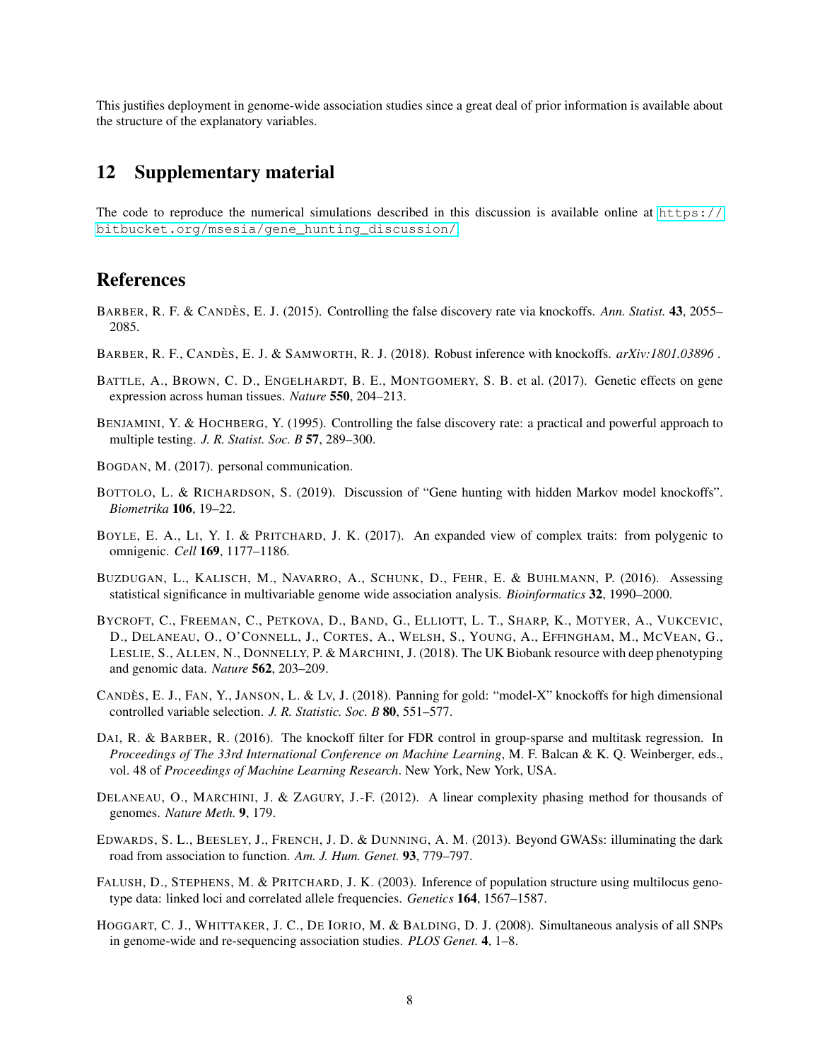This justifies deployment in genome-wide association studies since a great deal of prior information is available about the structure of the explanatory variables.

## 12 Supplementary material

The code to reproduce the numerical simulations described in this discussion is available online at https://bitbucket.org/msesia/gene_hunting_discussion/

## References

BARBER, R. F. & CANDÈS, E. J. (2015). Controlling the false discovery rate via knockoffs. *Ann. Statist.* **43**, 2055–2085.

BARBER, R. F., CANDÈS, E. J. & SAMWORTH, R. J. (2018). Robust inference with knockoffs. *arXiv:1801.03896* .

BATTLE, A., BROWN, C. D., ENGELHARDT, B. E., MONTGOMERY, S. B. et al. (2017). Genetic effects on gene expression across human tissues. *Nature* **550**, 204–213.

BENJAMINI, Y. & HOCHBERG, Y. (1995). Controlling the false discovery rate: a practical and powerful approach to multiple testing. *J. R. Statist. Soc. B* **57**, 289–300.

BOGDAN, M. (2017). personal communication.

BOTTOLO, L. & RICHARDSON, S. (2019). Discussion of "Gene hunting with hidden Markov model knockoffs". *Biometrika* **106**, 19–22.

BOYLE, E. A., LI, Y. I. & PRITCHARD, J. K. (2017). An expanded view of complex traits: from polygenic to omnigenic. *Cell* **169**, 1177–1186.

BUZDUGAN, L., KALISCH, M., NAVARRO, A., SCHUNK, D., FEHR, E. & BUHLMANN, P. (2016). Assessing statistical significance in multivariable genome wide association analysis. *Bioinformatics* **32**, 1990–2000.

BYCROFT, C., FREEMAN, C., PETKOVA, D., BAND, G., ELLIOTT, L. T., SHARP, K., MOTYER, A., VUKCEVIC, D., DELANEAU, O., O'CONNELL, J., CORTES, A., WELSH, S., YOUNG, A., EFFINGHAM, M., MCVEAN, G., LESLIE, S., ALLEN, N., DONNELLY, P. & MARCHINI, J. (2018). The UK Biobank resource with deep phenotyping and genomic data. *Nature* **562**, 203–209.

CANDÈS, E. J., FAN, Y., JANSON, L. & LV, J. (2018). Panning for gold: "model-X" knockoffs for high dimensional controlled variable selection. *J. R. Statistic. Soc. B* **80**, 551–577.

DAI, R. & BARBER, R. (2016). The knockoff filter for FDR control in group-sparse and multitask regression. In *Proceedings of The 33rd International Conference on Machine Learning*, M. F. Balcan & K. Q. Weinberger, eds., vol. 48 of *Proceedings of Machine Learning Research*. New York, New York, USA.

DELANEAU, O., MARCHINI, J. & ZAGURY, J.-F. (2012). A linear complexity phasing method for thousands of genomes. *Nature Meth.* **9**, 179.

EDWARDS, S. L., BEESLEY, J., FRENCH, J. D. & DUNNING, A. M. (2013). Beyond GWASs: illuminating the dark road from association to function. *Am. J. Hum. Genet.* **93**, 779–797.

FALUSH, D., STEPHENS, M. & PRITCHARD, J. K. (2003). Inference of population structure using multilocus genotype data: linked loci and correlated allele frequencies. *Genetics* **164**, 1567–1587.

HOGGART, C. J., WHITTAKER, J. C., DE IORIO, M. & BALDING, D. J. (2008). Simultaneous analysis of all SNPs in genome-wide and re-sequencing association studies. *PLOS Genet.* **4**, 1–8.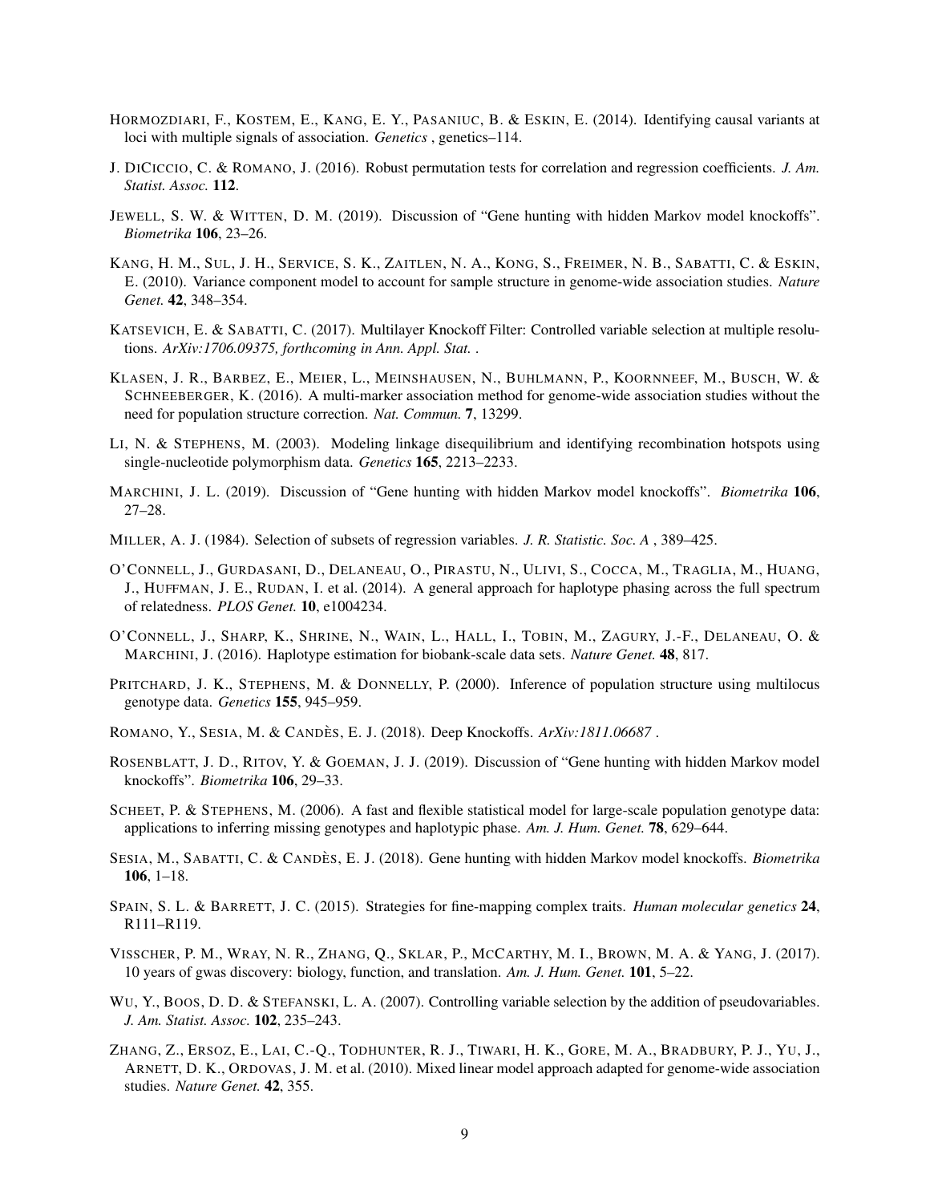Hormozdiari, F., Kostem, E., Kang, E. Y., Pasaniuc, B. & Eskin, E. (2014). Identifying causal variants at loci with multiple signals of association. *Genetics* , genetics–114.

J. DiCiccio, C. & Romano, J. (2016). Robust permutation tests for correlation and regression coefficients. *J. Am. Statist. Assoc.* **112**.

Jewell, S. W. & Witten, D. M. (2019). Discussion of "Gene hunting with hidden Markov model knockoffs". *Biometrika* **106**, 23–26.

Kang, H. M., Sul, J. H., Service, S. K., Zaitlen, N. A., Kong, S., Freimer, N. B., Sabatti, C. & Eskin, E. (2010). Variance component model to account for sample structure in genome-wide association studies. *Nature Genet.* **42**, 348–354.

Katsevich, E. & Sabatti, C. (2017). Multilayer Knockoff Filter: Controlled variable selection at multiple resolutions. *ArXiv:1706.09375, forthcoming in Ann. Appl. Stat.* .

Klasen, J. R., Barbez, E., Meier, L., Meinshausen, N., Buhlmann, P., Koornneef, M., Busch, W. & Schneeberger, K. (2016). A multi-marker association method for genome-wide association studies without the need for population structure correction. *Nat. Commun.* **7**, 13299.

Li, N. & Stephens, M. (2003). Modeling linkage disequilibrium and identifying recombination hotspots using single-nucleotide polymorphism data. *Genetics* **165**, 2213–2233.

Marchini, J. L. (2019). Discussion of "Gene hunting with hidden Markov model knockoffs". *Biometrika* **106**, 27–28.

Miller, A. J. (1984). Selection of subsets of regression variables. *J. R. Statistic. Soc. A* , 389–425.

O'Connell, J., Gurdasani, D., Delaneau, O., Pirastu, N., Ulivi, S., Cocca, M., Traglia, M., Huang, J., Huffman, J. E., Rudan, I. et al. (2014). A general approach for haplotype phasing across the full spectrum of relatedness. *PLOS Genet.* **10**, e1004234.

O'Connell, J., Sharp, K., Shrine, N., Wain, L., Hall, I., Tobin, M., Zagury, J.-F., Delaneau, O. & Marchini, J. (2016). Haplotype estimation for biobank-scale data sets. *Nature Genet.* **48**, 817.

Pritchard, J. K., Stephens, M. & Donnelly, P. (2000). Inference of population structure using multilocus genotype data. *Genetics* **155**, 945–959.

Romano, Y., Sesia, M. & Candès, E. J. (2018). Deep Knockoffs. *ArXiv:1811.06687* .

Rosenblatt, J. D., Ritov, Y. & Goeman, J. J. (2019). Discussion of "Gene hunting with hidden Markov model knockoffs". *Biometrika* **106**, 29–33.

Scheet, P. & Stephens, M. (2006). A fast and flexible statistical model for large-scale population genotype data: applications to inferring missing genotypes and haplotypic phase. *Am. J. Hum. Genet.* **78**, 629–644.

Sesia, M., Sabatti, C. & Candès, E. J. (2018). Gene hunting with hidden Markov model knockoffs. *Biometrika* **106**, 1–18.

Spain, S. L. & Barrett, J. C. (2015). Strategies for fine-mapping complex traits. *Human molecular genetics* **24**, R111–R119.

Visscher, P. M., Wray, N. R., Zhang, Q., Sklar, P., McCarthy, M. I., Brown, M. A. & Yang, J. (2017). 10 years of gwas discovery: biology, function, and translation. *Am. J. Hum. Genet.* **101**, 5–22.

Wu, Y., Boos, D. D. & Stefanski, L. A. (2007). Controlling variable selection by the addition of pseudovariables. *J. Am. Statist. Assoc.* **102**, 235–243.

Zhang, Z., Ersoz, E., Lai, C.-Q., Todhunter, R. J., Tiwari, H. K., Gore, M. A., Bradbury, P. J., Yu, J., Arnett, D. K., Ordovas, J. M. et al. (2010). Mixed linear model approach adapted for genome-wide association studies. *Nature Genet.* **42**, 355.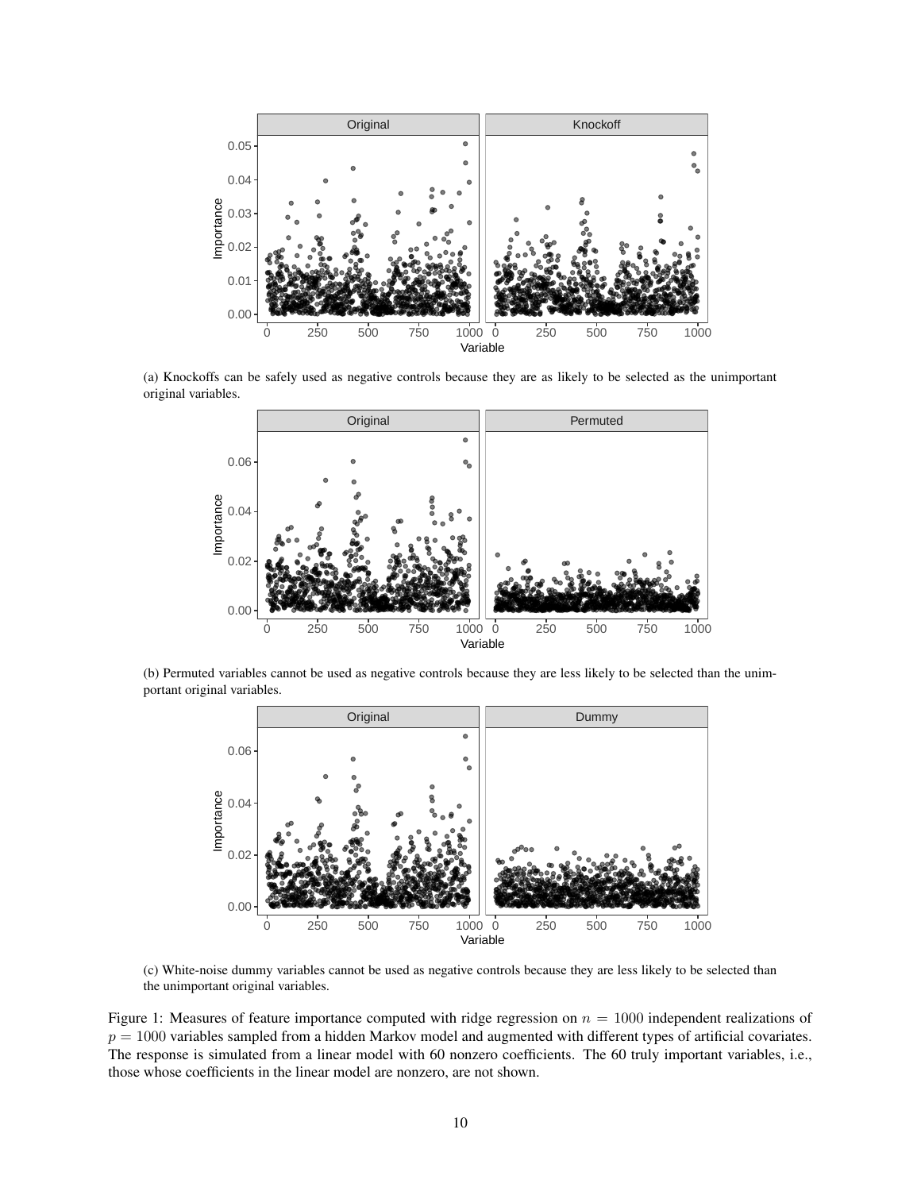(a) Knockoffs can be safely used as negative controls because they are as likely to be selected as the unimportant original variables.

(b) Permuted variables cannot be used as negative controls because they are less likely to be selected than the unimportant original variables.

(c) White-noise dummy variables cannot be used as negative controls because they are less likely to be selected than the unimportant original variables.

Figure 1: Measures of feature importance computed with ridge regression on $n = 1000$ independent realizations of $p = 1000$ variables sampled from a hidden Markov model and augmented with different types of artificial covariates. The response is simulated from a linear model with 60 nonzero coefficients. The 60 truly important variables, i.e., those whose coefficients in the linear model are nonzero, are not shown.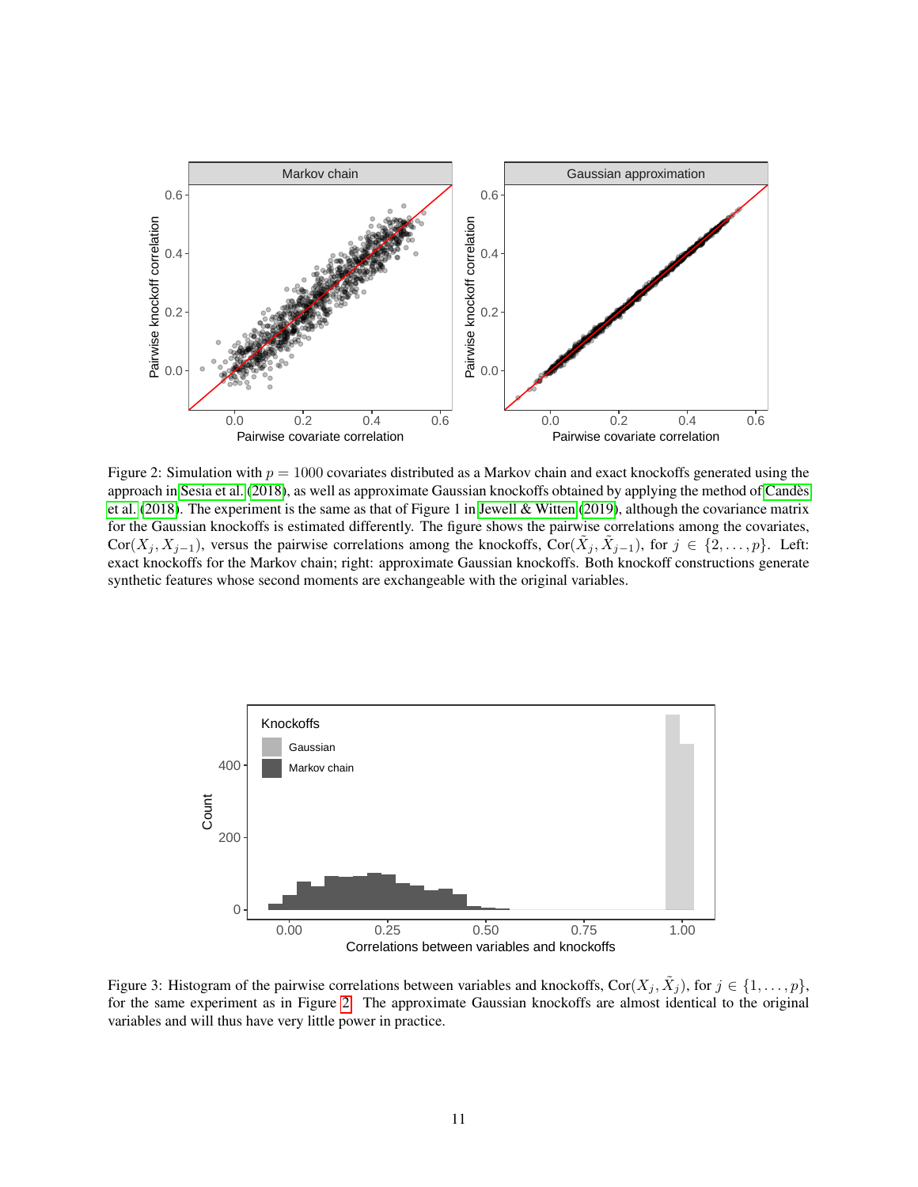Figure 2: Simulation with $p = 1000$ covariates distributed as a Markov chain and exact knockoffs generated using the approach in Sesia et al. (2018), as well as approximate Gaussian knockoffs obtained by applying the method of Candès et al. (2018). The experiment is the same as that of Figure 1 in Jewell & Witten (2019), although the covariance matrix for the Gaussian knockoffs is estimated differently. The figure shows the pairwise correlations among the covariates, $\text{Cor}(X_j, X_{j-1})$, versus the pairwise correlations among the knockoffs, $\text{Cor}(\tilde{X}_j, \tilde{X}_{j-1})$, for $j \in \{2, \ldots, p\}$. Left: exact knockoffs for the Markov chain; right: approximate Gaussian knockoffs. Both knockoff constructions generate synthetic features whose second moments are exchangeable with the original variables.

Figure 3: Histogram of the pairwise correlations between variables and knockoffs, $\text{Cor}(X_j, \tilde{X}_j)$, for $j \in \{1, \ldots, p\}$, for the same experiment as in Figure 2. The approximate Gaussian knockoffs are almost identical to the original variables and will thus have very little power in practice.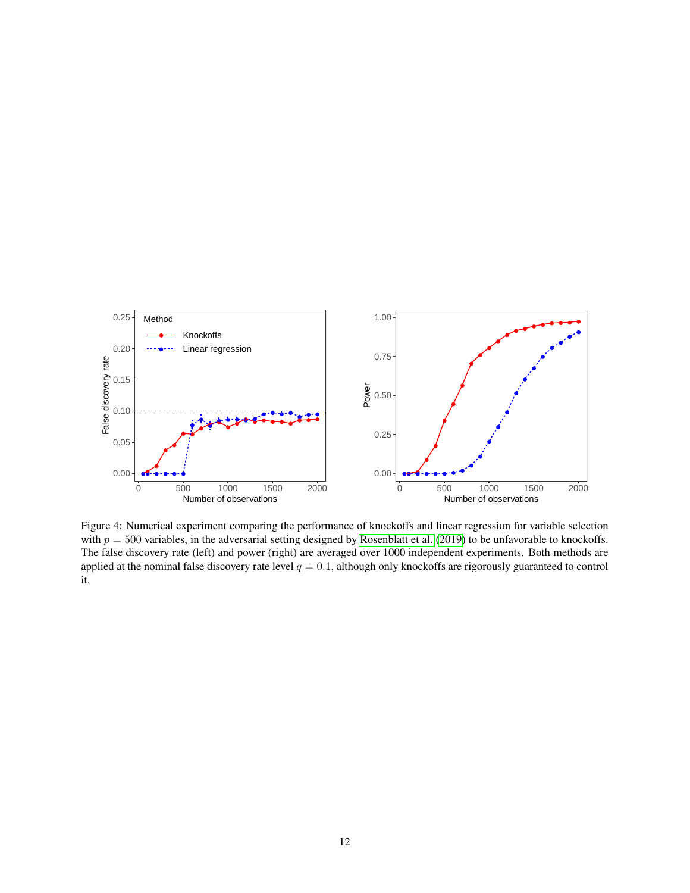Method

Knockoffs

Linear regression

False discovery rate

0.25

0.20

0.15

0.10

0.05

0.00

0 500 1000 1500 2000

Number of observations

Power

1.00

0.75

0.50

0.25

0.00

0 500 1000 1500 2000

Number of observations

Figure 4: Numerical experiment comparing the performance of knockoffs and linear regression for variable selection with $p = 500$ variables, in the adversarial setting designed by Rosenblatt et al. (2019) to be unfavorable to knockoffs. The false discovery rate (left) and power (right) are averaged over 1000 independent experiments. Both methods are applied at the nominal false discovery rate level $q = 0.1$, although only knockoffs are rigorously guaranteed to control it.